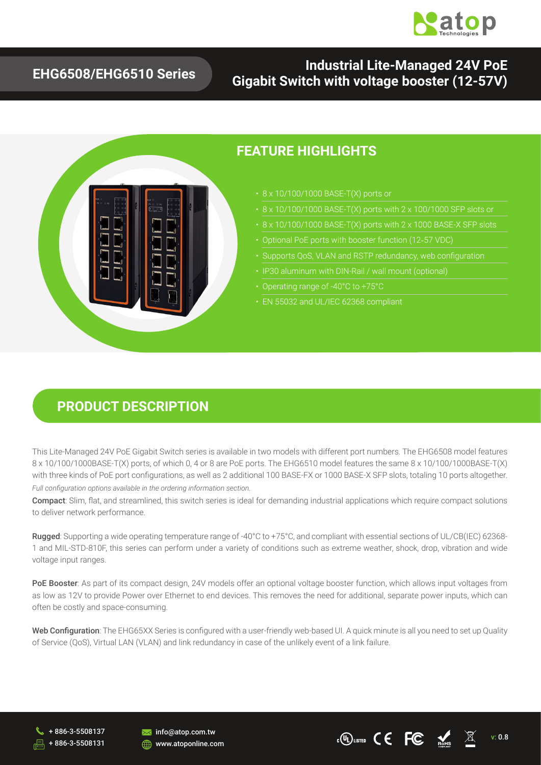# EHG6508/EHG6510 Series

## Industrial Lite-Managed 24V PoE Gigabit Switch with voltage booster (12-57V)

## FEATURE HIGHLIGHTS

- 8 x 10/100/1000 BASE-T(X) ports or
- 8 x 10/100/1000 BASE-T(X) ports with 2 x 100/1000 SFP slots or
- 8 x 10/100/1000 BASE-T(X) ports with 2 x 1000 BASE-X SFP slots
- Optional PoE ports with booster function (12-57 VDC)
- Supports QoS, VLAN and RSTP redundancy, web configuration
- IP30 aluminum with DIN-Rail / wall mount (optional)
- Operating range of -40°C to +75°C
- EN 55032 and UL/IEC 62368 compliant

## PRODUCT DESCRIPTION

This Lite-Managed 24V PoE Gigabit Switch series is available in two models with different port numbers. The EHG6508 model features 8 x 10/100/1000BASE-T(X) ports, of which 0, 4 or 8 are PoE ports. The EHG6510 model features the same 8 x 10/100/1000BASE-T(X) with three kinds of PoE port configurations, as well as 2 additional 100 BASE-FX or 1000 BASE-X SFP slots, totaling 10 ports altogether.

*Full configuration options available in the ordering information section.*

**Compact**: Slim, flat, and streamlined, this switch series is ideal for demanding industrial applications which require compact solutions to deliver network performance.

**Rugged**: Supporting a wide operating temperature range of -40°C to +75°C, and compliant with essential sections of UL/CB(IEC) 62368-1 and MIL-STD-810F, this series can perform under a variety of conditions such as extreme weather, shock, drop, vibration and wide voltage input ranges.

**PoE Booster**: As part of its compact design, 24V models offer an optional voltage booster function, which allows input voltages from as low as 12V to provide Power over Ethernet to end devices. This removes the need for additional, separate power inputs, which can often be costly and space-consuming.

**Web Configuration**: The EHG65XX Series is configured with a user-friendly web-based UI. A quick minute is all you need to set up Quality of Service (QoS), Virtual LAN (VLAN) and link redundancy in case of the unlikely event of a link failure.

+ 886-3-5508137
+ 886-3-5508131
info@atop.com.tw
www.atoponline.com

v: 0.8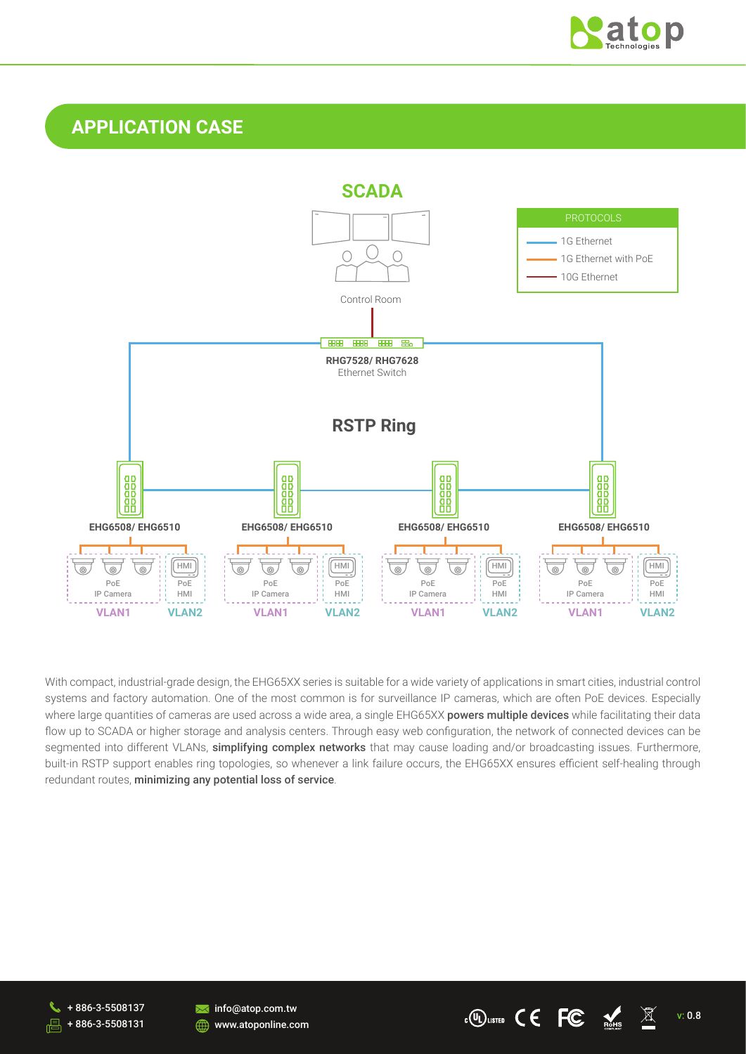## APPLICATION CASE

SCADA

Control Room

PROTOCOLS
- 1G Ethernet
- 1G Ethernet with PoE
- 10G Ethernet

**RHG7528/ RHG7628**
Ethernet Switch

**RSTP Ring**

**EHG6508/ EHG6510** | **EHG6508/ EHG6510** | **EHG6508/ EHG6510** | **EHG6508/ EHG6510**

PoE IP Camera — VLAN1 | PoE HMI — VLAN2

With compact, industrial-grade design, the EHG65XX series is suitable for a wide variety of applications in smart cities, industrial control systems and factory automation. One of the most common is for surveillance IP cameras, which are often PoE devices. Especially where large quantities of cameras are used across a wide area, a single EHG65XX **powers multiple devices** while facilitating their data flow up to SCADA or higher storage and analysis centers. Through easy web configuration, the network of connected devices can be segmented into different VLANs, **simplifying complex networks** that may cause loading and/or broadcasting issues. Furthermore, built-in RSTP support enables ring topologies, so whenever a link failure occurs, the EHG65XX ensures efficient self-healing through redundant routes, **minimizing any potential loss of service**.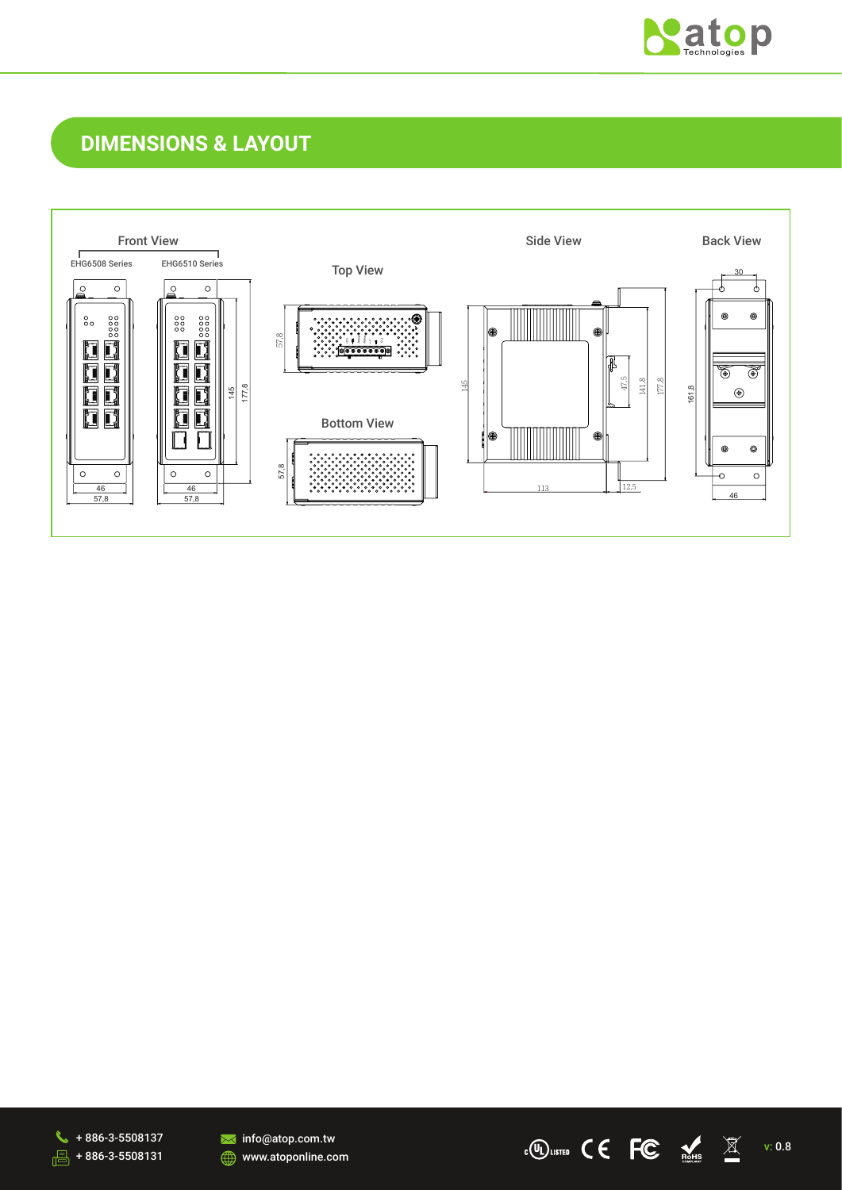## DIMENSIONS & LAYOUT

Front View

EHG6508 Series

EHG6510 Series

Top View

Side View

Back View

Bottom View

145

177,8

46

57,8

57,8

47,5

141,8

161,8

30

113

12,5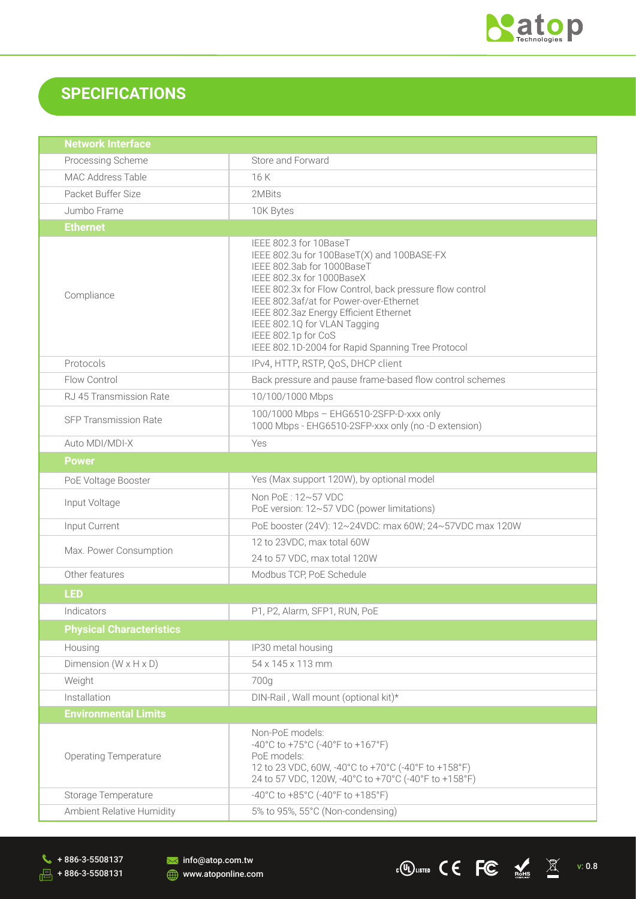## SPECIFICATIONS

| **Network Interface** | |
|---|---|
| Processing Scheme | Store and Forward |
| MAC Address Table | 16 K |
| Packet Buffer Size | 2MBits |
| Jumbo Frame | 10K Bytes |
| **Ethernet** | |
| Compliance | IEEE 802.3 for 10BaseT<br>IEEE 802.3u for 100BaseT(X) and 100BASE-FX<br>IEEE 802.3ab for 1000BaseT<br>IEEE 802.3x for 1000BaseX<br>IEEE 802.3x for Flow Control, back pressure flow control<br>IEEE 802.3af/at for Power-over-Ethernet<br>IEEE 802.3az Energy Efficient Ethernet<br>IEEE 802.1Q for VLAN Tagging<br>IEEE 802.1p for CoS<br>IEEE 802.1D-2004 for Rapid Spanning Tree Protocol |
| Protocols | IPv4, HTTP, RSTP, QoS, DHCP client |
| Flow Control | Back pressure and pause frame-based flow control schemes |
| RJ 45 Transmission Rate | 10/100/1000 Mbps |
| SFP Transmission Rate | 100/1000 Mbps – EHG6510-2SFP-D-xxx only<br>1000 Mbps - EHG6510-2SFP-xxx only (no -D extension) |
| Auto MDI/MDI-X | Yes |
| **Power** | |
| PoE Voltage Booster | Yes (Max support 120W), by optional model |
| Input Voltage | Non PoE : 12~57 VDC<br>PoE version: 12~57 VDC (power limitations) |
| Input Current | PoE booster (24V): 12~24VDC: max 60W; 24~57VDC max 120W |
| Max. Power Consumption | 12 to 23VDC, max total 60W<br>24 to 57 VDC, max total 120W |
| Other features | Modbus TCP, PoE Schedule |
| **LED** | |
| Indicators | P1, P2, Alarm, SFP1, RUN, PoE |
| **Physical Characteristics** | |
| Housing | IP30 metal housing |
| Dimension (W x H x D) | 54 x 145 x 113 mm |
| Weight | 700g |
| Installation | DIN-Rail , Wall mount (optional kit)* |
| **Environmental Limits** | |
| Operating Temperature | Non-PoE models:<br>-40°C to +75°C (-40°F to +167°F)<br>PoE models:<br>12 to 23 VDC, 60W, -40°C to +70°C (-40°F to +158°F)<br>24 to 57 VDC, 120W, -40°C to +70°C (-40°F to +158°F) |
| Storage Temperature | -40°C to +85°C (-40°F to +185°F) |
| Ambient Relative Humidity | 5% to 95%, 55°C (Non-condensing) |

+ 886-3-5508137
+ 886-3-5508131
info@atop.com.tw
www.atoponline.com
v: 0.8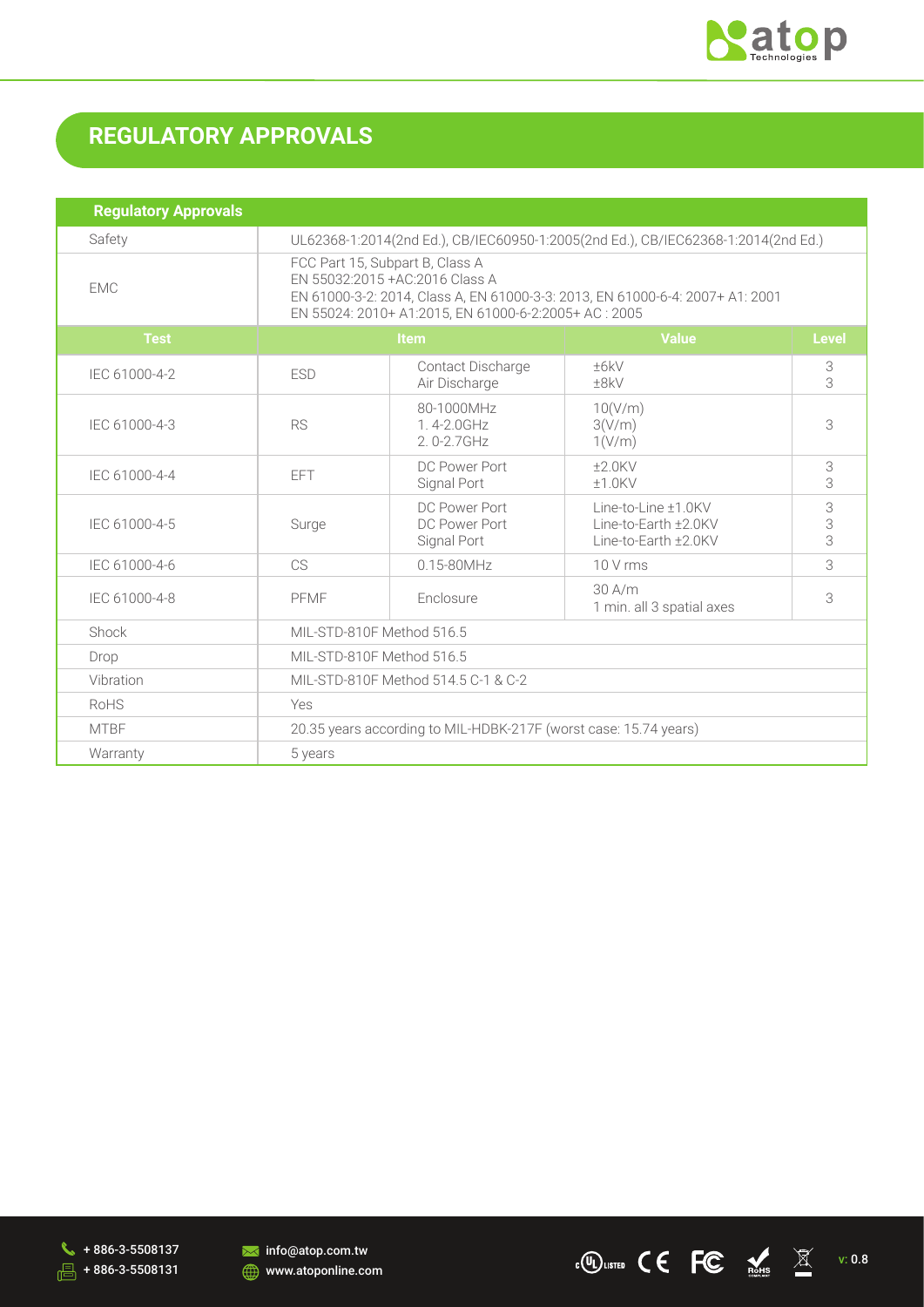## REGULATORY APPROVALS

| Regulatory Approvals | | | | |
|---|---|---|---|---|
| Safety | UL62368-1:2014(2nd Ed.), CB/IEC60950-1:2005(2nd Ed.), CB/IEC62368-1:2014(2nd Ed.) | | | |
| EMC | FCC Part 15, Subpart B, Class A<br>EN 55032:2015 +AC:2016 Class A<br>EN 61000-3-2: 2014, Class A, EN 61000-3-3: 2013, EN 61000-6-4: 2007+ A1: 2001<br>EN 55024: 2010+ A1:2015, EN 61000-6-2:2005+ AC : 2005 | | | |
| **Test** | **Item** | | **Value** | **Level** |
| IEC 61000-4-2 | ESD | Contact Discharge<br>Air Discharge | ±6kV<br>±8kV | 3<br>3 |
| IEC 61000-4-3 | RS | 80-1000MHz<br>1. 4-2.0GHz<br>2. 0-2.7GHz | 10(V/m)<br>3(V/m)<br>1(V/m) | 3 |
| IEC 61000-4-4 | EFT | DC Power Port<br>Signal Port | ±2.0KV<br>±1.0KV | 3<br>3 |
| IEC 61000-4-5 | Surge | DC Power Port<br>DC Power Port<br>Signal Port | Line-to-Line ±1.0KV<br>Line-to-Earth ±2.0KV<br>Line-to-Earth ±2.0KV | 3<br>3<br>3 |
| IEC 61000-4-6 | CS | 0.15-80MHz | 10 V rms | 3 |
| IEC 61000-4-8 | PFMF | Enclosure | 30 A/m<br>1 min. all 3 spatial axes | 3 |
| Shock | MIL-STD-810F Method 516.5 | | | |
| Drop | MIL-STD-810F Method 516.5 | | | |
| Vibration | MIL-STD-810F Method 514.5 C-1 & C-2 | | | |
| RoHS | Yes | | | |
| MTBF | 20.35 years according to MIL-HDBK-217F (worst case: 15.74 years) | | | |
| Warranty | 5 years | | | |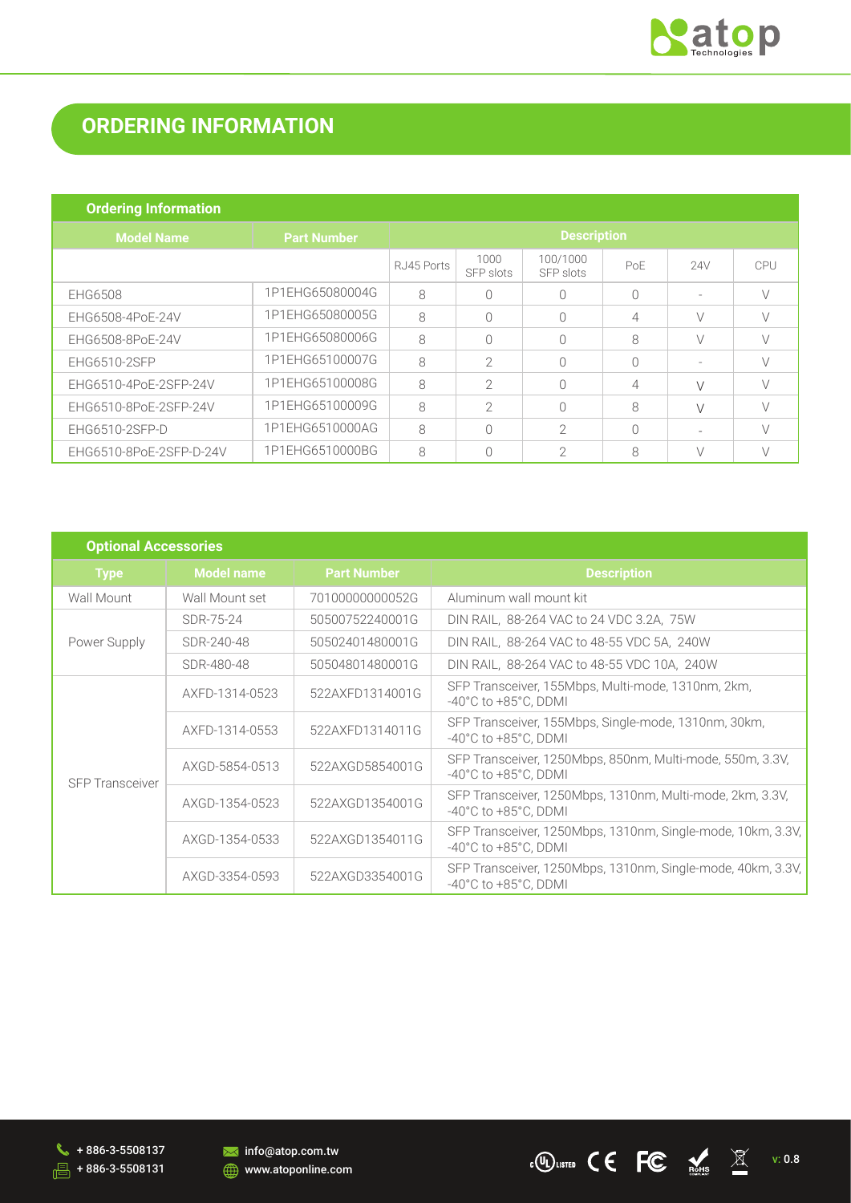# ORDERING INFORMATION

## Ordering Information

| Model Name | Part Number | Description | | | | | |
|---|---|---|---|---|---|---|---|
| | | RJ45 Ports | 1000 SFP slots | 100/1000 SFP slots | PoE | 24V | CPU |
| EHG6508 | 1P1EHG65080004G | 8 | 0 | 0 | 0 | - | V |
| EHG6508-4PoE-24V | 1P1EHG65080005G | 8 | 0 | 0 | 4 | V | V |
| EHG6508-8PoE-24V | 1P1EHG65080006G | 8 | 0 | 0 | 8 | V | V |
| EHG6510-2SFP | 1P1EHG65100007G | 8 | 2 | 0 | 0 | - | V |
| EHG6510-4PoE-2SFP-24V | 1P1EHG65100008G | 8 | 2 | 0 | 4 | V | V |
| EHG6510-8PoE-2SFP-24V | 1P1EHG65100009G | 8 | 2 | 0 | 8 | V | V |
| EHG6510-2SFP-D | 1P1EHG6510000AG | 8 | 0 | 2 | 0 | - | V |
| EHG6510-8PoE-2SFP-D-24V | 1P1EHG6510000BG | 8 | 0 | 2 | 8 | V | V |

## Optional Accessories

| Type | Model name | Part Number | Description |
|---|---|---|---|
| Wall Mount | Wall Mount set | 70100000000052G | Aluminum wall mount kit |
| Power Supply | SDR-75-24 | 50500752240001G | DIN RAIL, 88-264 VAC to 24 VDC 3.2A, 75W |
| | SDR-240-48 | 50502401480001G | DIN RAIL, 88-264 VAC to 48-55 VDC 5A, 240W |
| | SDR-480-48 | 50504801480001G | DIN RAIL, 88-264 VAC to 48-55 VDC 10A, 240W |
| SFP Transceiver | AXFD-1314-0523 | 522AXFD1314001G | SFP Transceiver, 155Mbps, Multi-mode, 1310nm, 2km, -40°C to +85°C, DDMI |
| | AXFD-1314-0553 | 522AXFD1314011G | SFP Transceiver, 155Mbps, Single-mode, 1310nm, 30km, -40°C to +85°C, DDMI |
| | AXGD-5854-0513 | 522AXGD5854001G | SFP Transceiver, 1250Mbps, 850nm, Multi-mode, 550m, 3.3V, -40°C to +85°C, DDMI |
| | AXGD-1354-0523 | 522AXGD1354001G | SFP Transceiver, 1250Mbps, 1310nm, Multi-mode, 2km, 3.3V, -40°C to +85°C, DDMI |
| | AXGD-1354-0533 | 522AXGD1354011G | SFP Transceiver, 1250Mbps, 1310nm, Single-mode, 10km, 3.3V, -40°C to +85°C, DDMI |
| | AXGD-3354-0593 | 522AXGD3354001G | SFP Transceiver, 1250Mbps, 1310nm, Single-mode, 40km, 3.3V, -40°C to +85°C, DDMI |